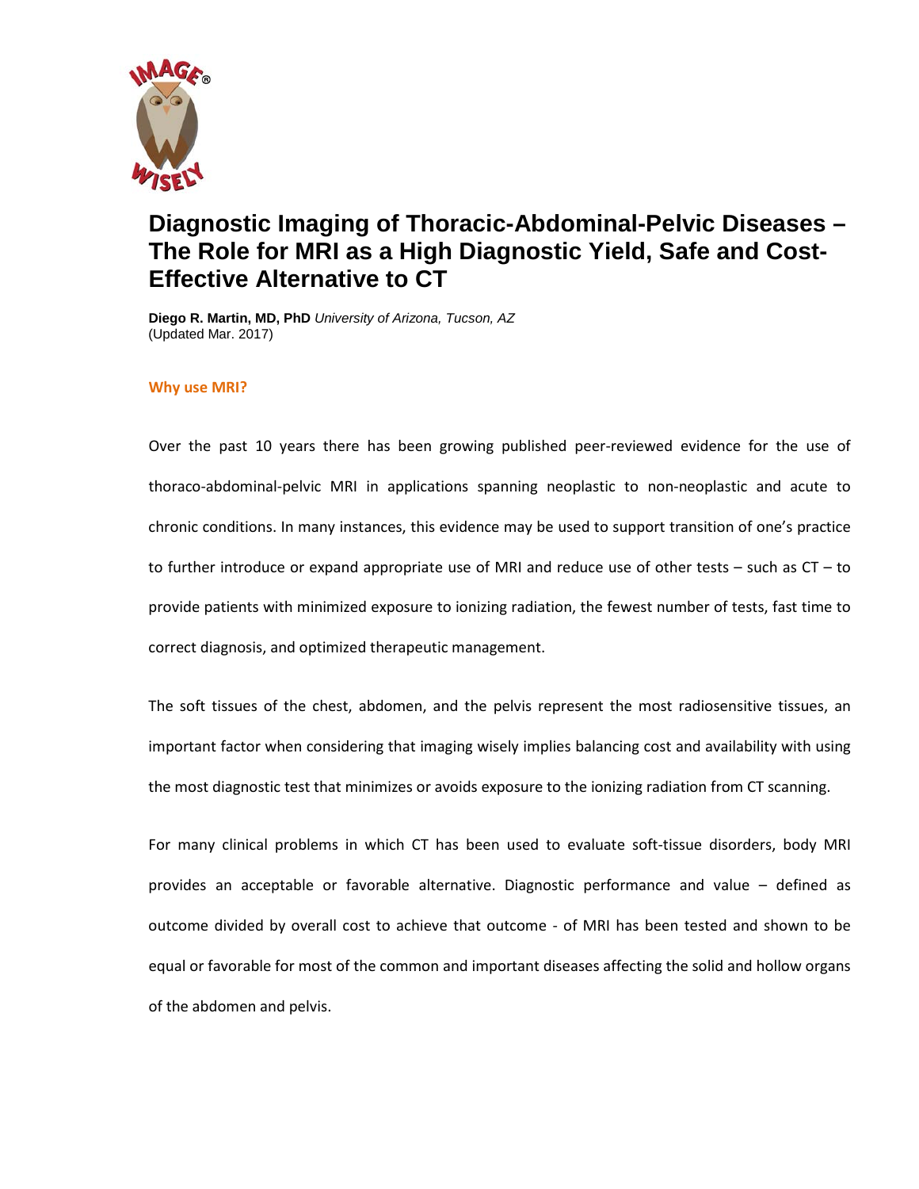# Diagnostic Imaging of Thoracic-Abdominal-Pelvic Diseases – The Role for MRI as a High Diagnostic Yield, Safe and Cost-Effective Alternative to CT

**Diego R. Martin, MD, PhD** *University of Arizona, Tucson, AZ*
(Updated Mar. 2017)

## Why use MRI?

Over the past 10 years there has been growing published peer-reviewed evidence for the use of thoraco-abdominal-pelvic MRI in applications spanning neoplastic to non-neoplastic and acute to chronic conditions. In many instances, this evidence may be used to support transition of one's practice to further introduce or expand appropriate use of MRI and reduce use of other tests – such as CT – to provide patients with minimized exposure to ionizing radiation, the fewest number of tests, fast time to correct diagnosis, and optimized therapeutic management.

The soft tissues of the chest, abdomen, and the pelvis represent the most radiosensitive tissues, an important factor when considering that imaging wisely implies balancing cost and availability with using the most diagnostic test that minimizes or avoids exposure to the ionizing radiation from CT scanning.

For many clinical problems in which CT has been used to evaluate soft-tissue disorders, body MRI provides an acceptable or favorable alternative. Diagnostic performance and value – defined as outcome divided by overall cost to achieve that outcome - of MRI has been tested and shown to be equal or favorable for most of the common and important diseases affecting the solid and hollow organs of the abdomen and pelvis.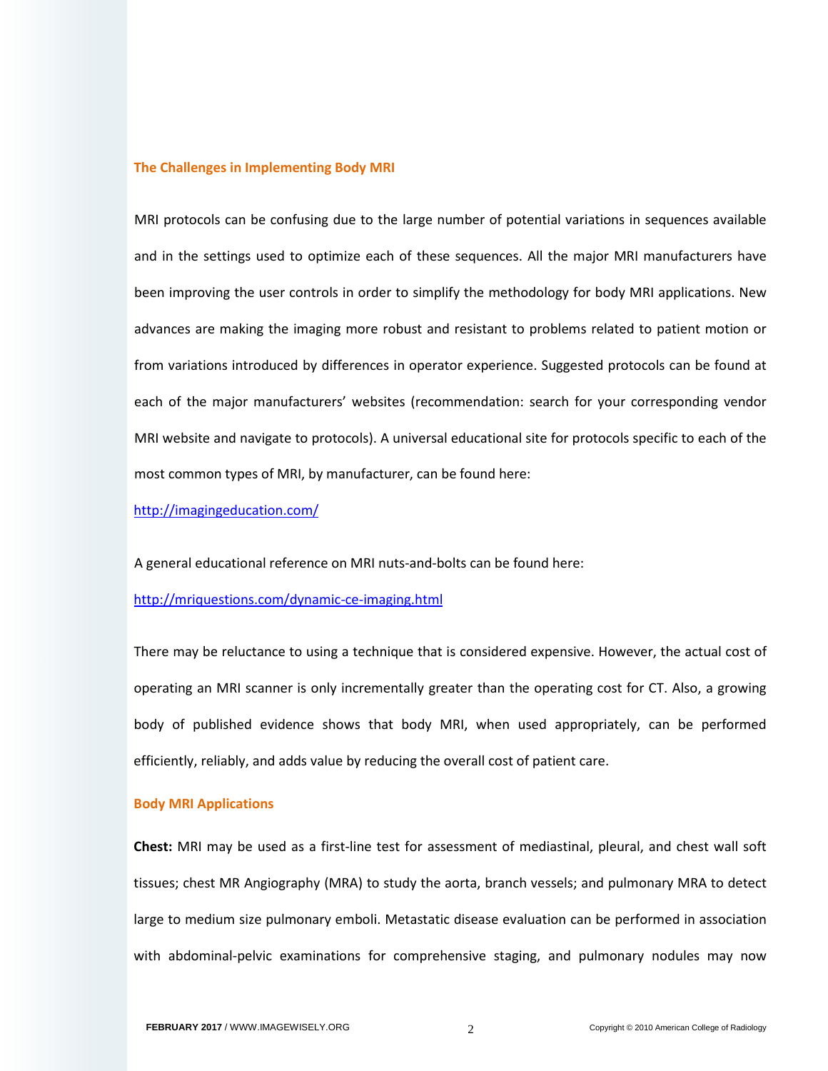## The Challenges in Implementing Body MRI

MRI protocols can be confusing due to the large number of potential variations in sequences available and in the settings used to optimize each of these sequences. All the major MRI manufacturers have been improving the user controls in order to simplify the methodology for body MRI applications. New advances are making the imaging more robust and resistant to problems related to patient motion or from variations introduced by differences in operator experience. Suggested protocols can be found at each of the major manufacturers' websites (recommendation: search for your corresponding vendor MRI website and navigate to protocols). A universal educational site for protocols specific to each of the most common types of MRI, by manufacturer, can be found here:

http://imagingeducation.com/

A general educational reference on MRI nuts-and-bolts can be found here:

http://mriquestions.com/dynamic-ce-imaging.html

There may be reluctance to using a technique that is considered expensive. However, the actual cost of operating an MRI scanner is only incrementally greater than the operating cost for CT. Also, a growing body of published evidence shows that body MRI, when used appropriately, can be performed efficiently, reliably, and adds value by reducing the overall cost of patient care.

## Body MRI Applications

**Chest:** MRI may be used as a first-line test for assessment of mediastinal, pleural, and chest wall soft tissues; chest MR Angiography (MRA) to study the aorta, branch vessels; and pulmonary MRA to detect large to medium size pulmonary emboli. Metastatic disease evaluation can be performed in association with abdominal-pelvic examinations for comprehensive staging, and pulmonary nodules may now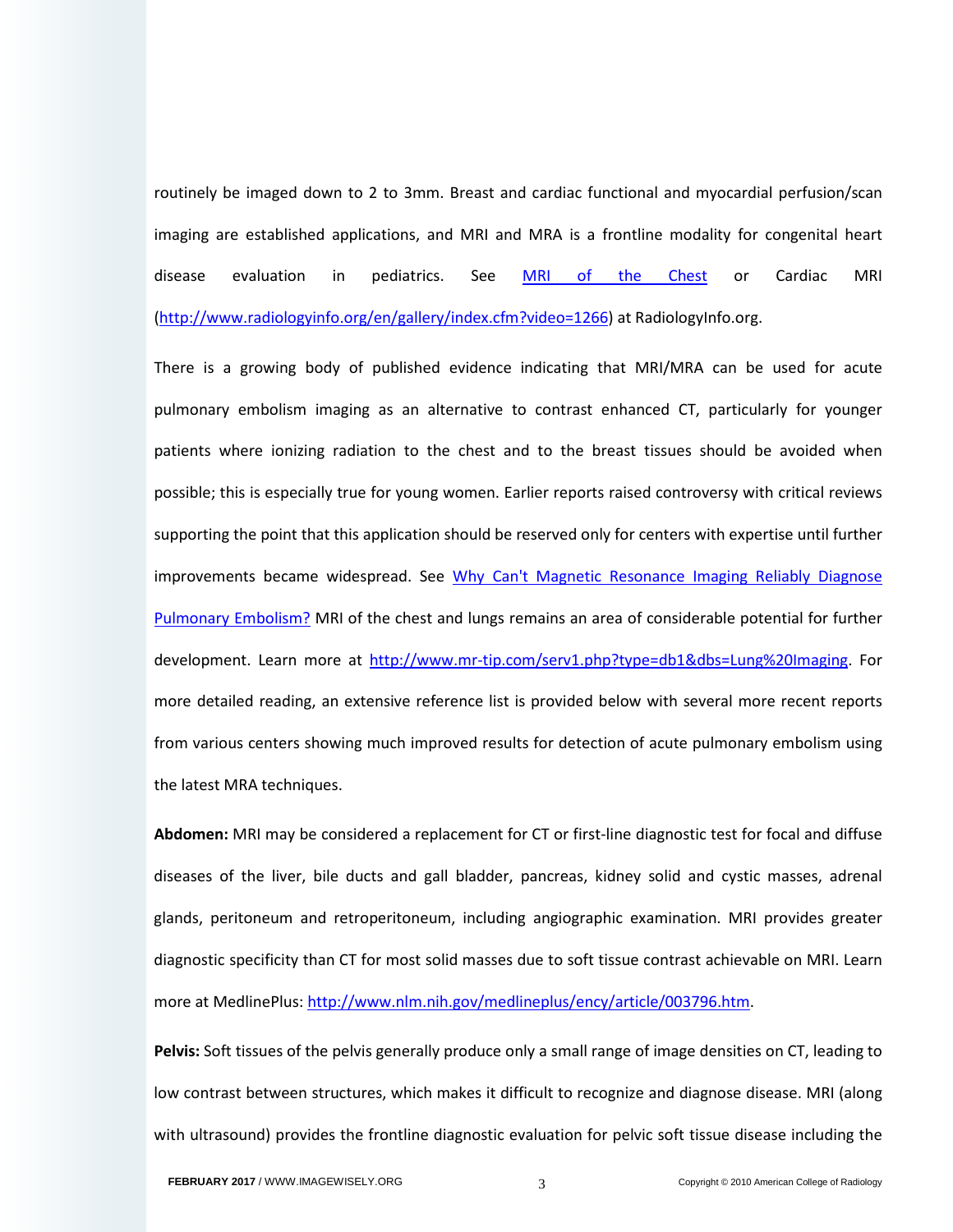routinely be imaged down to 2 to 3mm. Breast and cardiac functional and myocardial perfusion/scan imaging are established applications, and MRI and MRA is a frontline modality for congenital heart disease evaluation in pediatrics. See [MRI of the Chest](#) or Cardiac MRI ([http://www.radiologyinfo.org/en/gallery/index.cfm?video=1266](http://www.radiologyinfo.org/en/gallery/index.cfm?video=1266)) at RadiologyInfo.org.

There is a growing body of published evidence indicating that MRI/MRA can be used for acute pulmonary embolism imaging as an alternative to contrast enhanced CT, particularly for younger patients where ionizing radiation to the chest and to the breast tissues should be avoided when possible; this is especially true for young women. Earlier reports raised controversy with critical reviews supporting the point that this application should be reserved only for centers with expertise until further improvements became widespread. See [Why Can't Magnetic Resonance Imaging Reliably Diagnose Pulmonary Embolism?](#) MRI of the chest and lungs remains an area of considerable potential for further development. Learn more at [http://www.mr-tip.com/serv1.php?type=db1&dbs=Lung%20Imaging](http://www.mr-tip.com/serv1.php?type=db1&dbs=Lung%20Imaging). For more detailed reading, an extensive reference list is provided below with several more recent reports from various centers showing much improved results for detection of acute pulmonary embolism using the latest MRA techniques.

**Abdomen:** MRI may be considered a replacement for CT or first-line diagnostic test for focal and diffuse diseases of the liver, bile ducts and gall bladder, pancreas, kidney solid and cystic masses, adrenal glands, peritoneum and retroperitoneum, including angiographic examination. MRI provides greater diagnostic specificity than CT for most solid masses due to soft tissue contrast achievable on MRI. Learn more at MedlinePlus: [http://www.nlm.nih.gov/medlineplus/ency/article/003796.htm](http://www.nlm.nih.gov/medlineplus/ency/article/003796.htm).

**Pelvis:** Soft tissues of the pelvis generally produce only a small range of image densities on CT, leading to low contrast between structures, which makes it difficult to recognize and diagnose disease. MRI (along with ultrasound) provides the frontline diagnostic evaluation for pelvic soft tissue disease including the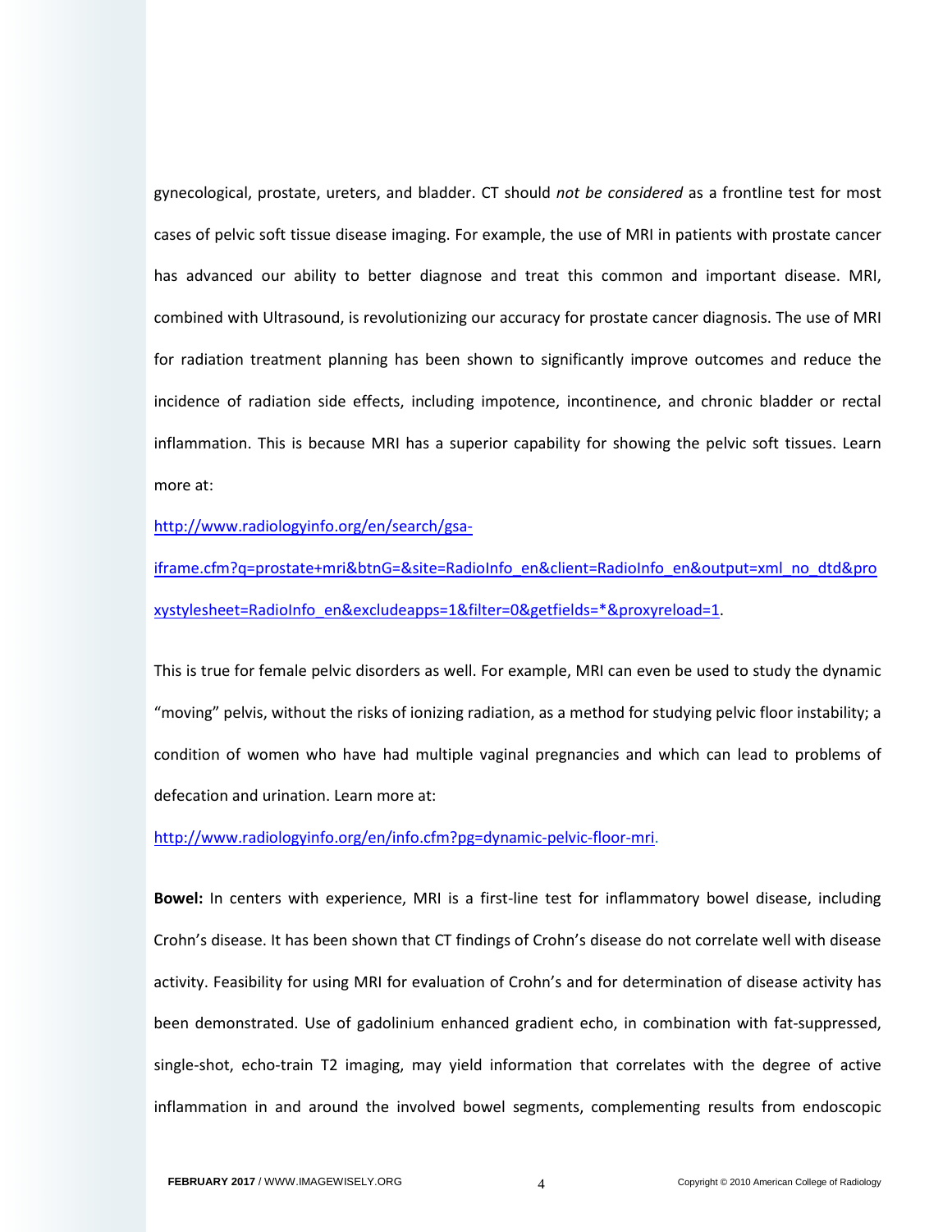gynecological, prostate, ureters, and bladder. CT should *not be considered* as a frontline test for most cases of pelvic soft tissue disease imaging. For example, the use of MRI in patients with prostate cancer has advanced our ability to better diagnose and treat this common and important disease. MRI, combined with Ultrasound, is revolutionizing our accuracy for prostate cancer diagnosis. The use of MRI for radiation treatment planning has been shown to significantly improve outcomes and reduce the incidence of radiation side effects, including impotence, incontinence, and chronic bladder or rectal inflammation. This is because MRI has a superior capability for showing the pelvic soft tissues. Learn more at:

[http://www.radiologyinfo.org/en/search/gsa-iframe.cfm?q=prostate+mri&btnG=&site=RadioInfo_en&client=RadioInfo_en&output=xml_no_dtd&proxystylesheet=RadioInfo_en&excludeapps=1&filter=0&getfields=*&proxyreload=1](http://www.radiologyinfo.org/en/search/gsa-iframe.cfm?q=prostate+mri&btnG=&site=RadioInfo_en&client=RadioInfo_en&output=xml_no_dtd&proxystylesheet=RadioInfo_en&excludeapps=1&filter=0&getfields=*&proxyreload=1).

This is true for female pelvic disorders as well. For example, MRI can even be used to study the dynamic "moving" pelvis, without the risks of ionizing radiation, as a method for studying pelvic floor instability; a condition of women who have had multiple vaginal pregnancies and which can lead to problems of defecation and urination. Learn more at:

[http://www.radiologyinfo.org/en/info.cfm?pg=dynamic-pelvic-floor-mri](http://www.radiologyinfo.org/en/info.cfm?pg=dynamic-pelvic-floor-mri).

**Bowel:** In centers with experience, MRI is a first-line test for inflammatory bowel disease, including Crohn's disease. It has been shown that CT findings of Crohn's disease do not correlate well with disease activity. Feasibility for using MRI for evaluation of Crohn's and for determination of disease activity has been demonstrated. Use of gadolinium enhanced gradient echo, in combination with fat-suppressed, single-shot, echo-train T2 imaging, may yield information that correlates with the degree of active inflammation in and around the involved bowel segments, complementing results from endoscopic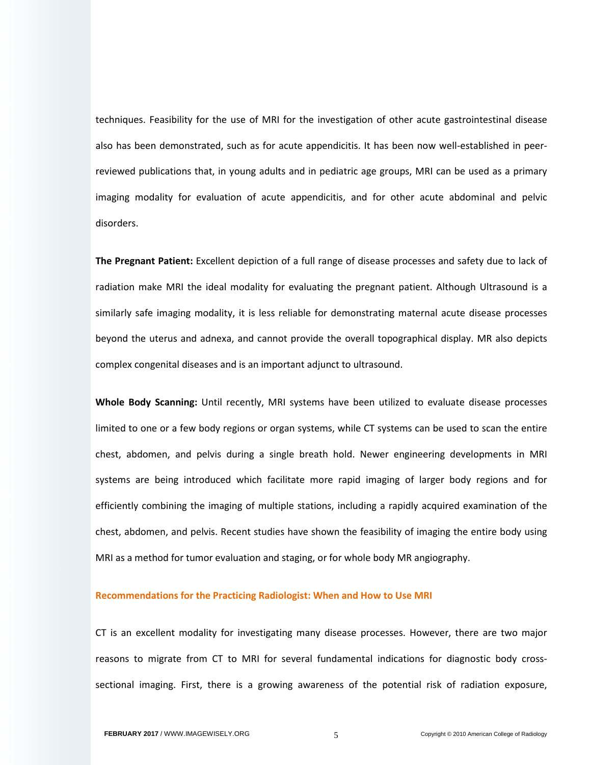techniques. Feasibility for the use of MRI for the investigation of other acute gastrointestinal disease also has been demonstrated, such as for acute appendicitis. It has been now well-established in peer-reviewed publications that, in young adults and in pediatric age groups, MRI can be used as a primary imaging modality for evaluation of acute appendicitis, and for other acute abdominal and pelvic disorders.

**The Pregnant Patient:** Excellent depiction of a full range of disease processes and safety due to lack of radiation make MRI the ideal modality for evaluating the pregnant patient. Although Ultrasound is a similarly safe imaging modality, it is less reliable for demonstrating maternal acute disease processes beyond the uterus and adnexa, and cannot provide the overall topographical display. MR also depicts complex congenital diseases and is an important adjunct to ultrasound.

**Whole Body Scanning:** Until recently, MRI systems have been utilized to evaluate disease processes limited to one or a few body regions or organ systems, while CT systems can be used to scan the entire chest, abdomen, and pelvis during a single breath hold. Newer engineering developments in MRI systems are being introduced which facilitate more rapid imaging of larger body regions and for efficiently combining the imaging of multiple stations, including a rapidly acquired examination of the chest, abdomen, and pelvis. Recent studies have shown the feasibility of imaging the entire body using MRI as a method for tumor evaluation and staging, or for whole body MR angiography.

## Recommendations for the Practicing Radiologist: When and How to Use MRI

CT is an excellent modality for investigating many disease processes. However, there are two major reasons to migrate from CT to MRI for several fundamental indications for diagnostic body cross-sectional imaging. First, there is a growing awareness of the potential risk of radiation exposure,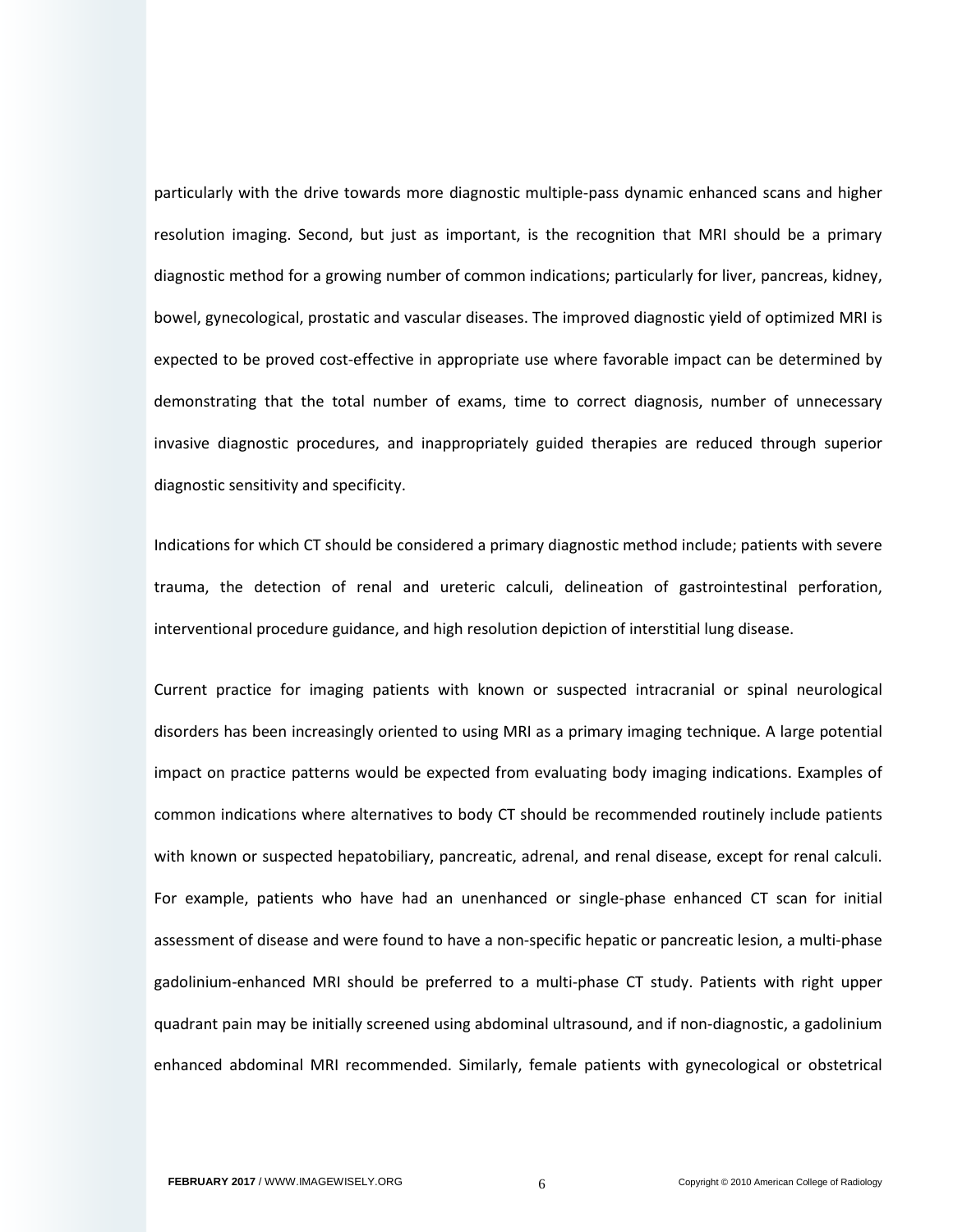particularly with the drive towards more diagnostic multiple-pass dynamic enhanced scans and higher resolution imaging. Second, but just as important, is the recognition that MRI should be a primary diagnostic method for a growing number of common indications; particularly for liver, pancreas, kidney, bowel, gynecological, prostatic and vascular diseases. The improved diagnostic yield of optimized MRI is expected to be proved cost-effective in appropriate use where favorable impact can be determined by demonstrating that the total number of exams, time to correct diagnosis, number of unnecessary invasive diagnostic procedures, and inappropriately guided therapies are reduced through superior diagnostic sensitivity and specificity.

Indications for which CT should be considered a primary diagnostic method include; patients with severe trauma, the detection of renal and ureteric calculi, delineation of gastrointestinal perforation, interventional procedure guidance, and high resolution depiction of interstitial lung disease.

Current practice for imaging patients with known or suspected intracranial or spinal neurological disorders has been increasingly oriented to using MRI as a primary imaging technique. A large potential impact on practice patterns would be expected from evaluating body imaging indications. Examples of common indications where alternatives to body CT should be recommended routinely include patients with known or suspected hepatobiliary, pancreatic, adrenal, and renal disease, except for renal calculi. For example, patients who have had an unenhanced or single-phase enhanced CT scan for initial assessment of disease and were found to have a non-specific hepatic or pancreatic lesion, a multi-phase gadolinium-enhanced MRI should be preferred to a multi-phase CT study. Patients with right upper quadrant pain may be initially screened using abdominal ultrasound, and if non-diagnostic, a gadolinium enhanced abdominal MRI recommended. Similarly, female patients with gynecological or obstetrical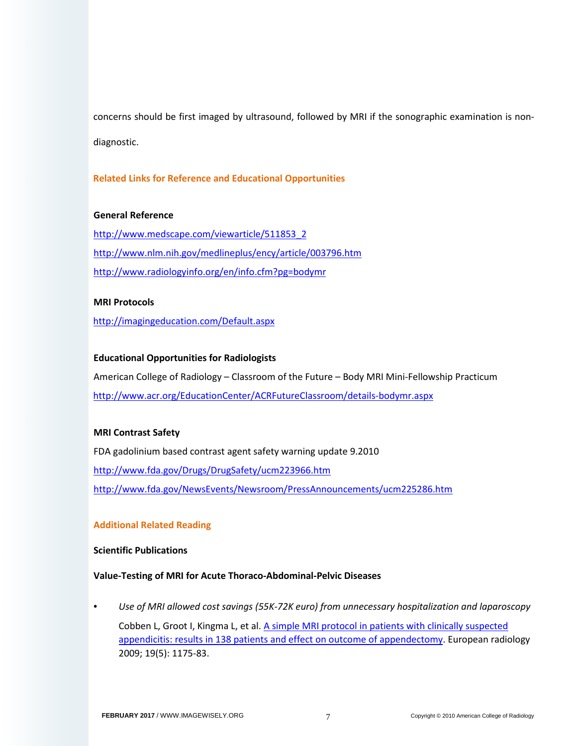concerns should be first imaged by ultrasound, followed by MRI if the sonographic examination is non-diagnostic.

## Related Links for Reference and Educational Opportunities

### General Reference

http://www.medscape.com/viewarticle/511853_2

http://www.nlm.nih.gov/medlineplus/ency/article/003796.htm

http://www.radiologyinfo.org/en/info.cfm?pg=bodymr

### MRI Protocols

http://imagingeducation.com/Default.aspx

### Educational Opportunities for Radiologists

American College of Radiology – Classroom of the Future – Body MRI Mini-Fellowship Practicum

http://www.acr.org/EducationCenter/ACRFutureClassroom/details-bodymr.aspx

### MRI Contrast Safety

FDA gadolinium based contrast agent safety warning update 9.2010

http://www.fda.gov/Drugs/DrugSafety/ucm223966.htm

http://www.fda.gov/NewsEvents/Newsroom/PressAnnouncements/ucm225286.htm

## Additional Related Reading

### Scientific Publications

### Value-Testing of MRI for Acute Thoraco-Abdominal-Pelvic Diseases

- *Use of MRI allowed cost savings (55K-72K euro) from unnecessary hospitalization and laparoscopy*

  Cobben L, Groot I, Kingma L, et al. A simple MRI protocol in patients with clinically suspected appendicitis: results in 138 patients and effect on outcome of appendectomy. European radiology 2009; 19(5): 1175-83.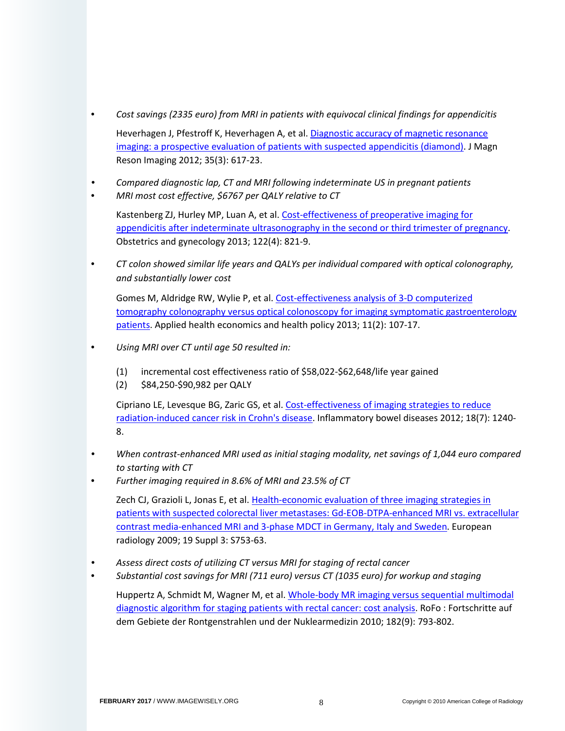- *Cost savings (2335 euro) from MRI in patients with equivocal clinical findings for appendicitis*

  Heverhagen J, Pfestroff K, Heverhagen A, et al. Diagnostic accuracy of magnetic resonance imaging: a prospective evaluation of patients with suspected appendicitis (diamond). J Magn Reson Imaging 2012; 35(3): 617-23.

- *Compared diagnostic lap, CT and MRI following indeterminate US in pregnant patients*
- *MRI most cost effective, $6767 per QALY relative to CT*

  Kastenberg ZJ, Hurley MP, Luan A, et al. Cost-effectiveness of preoperative imaging for appendicitis after indeterminate ultrasonography in the second or third trimester of pregnancy. Obstetrics and gynecology 2013; 122(4): 821-9.

- *CT colon showed similar life years and QALYs per individual compared with optical colonography, and substantially lower cost*

  Gomes M, Aldridge RW, Wylie P, et al. Cost-effectiveness analysis of 3-D computerized tomography colonography versus optical colonoscopy for imaging symptomatic gastroenterology patients. Applied health economics and health policy 2013; 11(2): 107-17.

- *Using MRI over CT until age 50 resulted in:*

  (1) incremental cost effectiveness ratio of $58,022-$62,648/life year gained
  (2) $84,250-$90,982 per QALY

  Cipriano LE, Levesque BG, Zaric GS, et al. Cost-effectiveness of imaging strategies to reduce radiation-induced cancer risk in Crohn's disease. Inflammatory bowel diseases 2012; 18(7): 1240-8.

- *When contrast-enhanced MRI used as initial staging modality, net savings of 1,044 euro compared to starting with CT*
- *Further imaging required in 8.6% of MRI and 23.5% of CT*

  Zech CJ, Grazioli L, Jonas E, et al. Health-economic evaluation of three imaging strategies in patients with suspected colorectal liver metastases: Gd-EOB-DTPA-enhanced MRI vs. extracellular contrast media-enhanced MRI and 3-phase MDCT in Germany, Italy and Sweden. European radiology 2009; 19 Suppl 3: S753-63.

- *Assess direct costs of utilizing CT versus MRI for staging of rectal cancer*
- *Substantial cost savings for MRI (711 euro) versus CT (1035 euro) for workup and staging*

  Huppertz A, Schmidt M, Wagner M, et al. Whole-body MR imaging versus sequential multimodal diagnostic algorithm for staging patients with rectal cancer: cost analysis. RoFo : Fortschritte auf dem Gebiete der Rontgenstrahlen und der Nuklearmedizin 2010; 182(9): 793-802.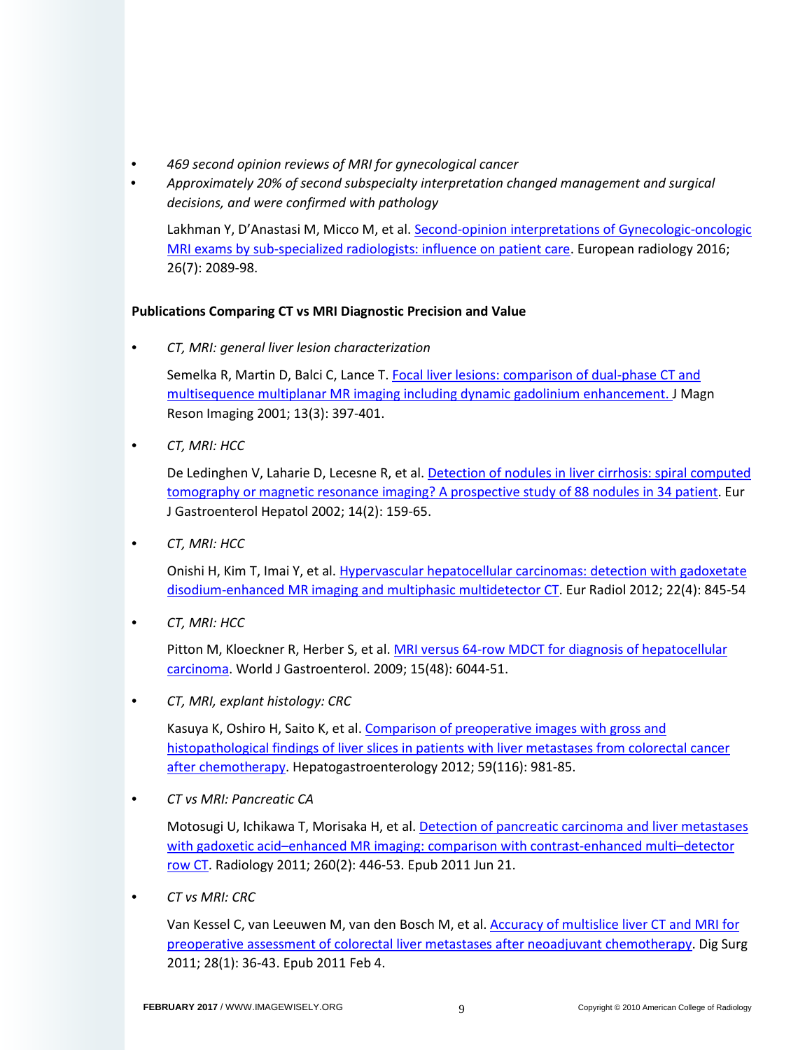- *469 second opinion reviews of MRI for gynecological cancer*
- *Approximately 20% of second subspecialty interpretation changed management and surgical decisions, and were confirmed with pathology*

  Lakhman Y, D'Anastasi M, Micco M, et al. [Second-opinion interpretations of Gynecologic-oncologic MRI exams by sub-specialized radiologists: influence on patient care](). European radiology 2016; 26(7): 2089-98.

**Publications Comparing CT vs MRI Diagnostic Precision and Value**

- *CT, MRI: general liver lesion characterization*

  Semelka R, Martin D, Balci C, Lance T. [Focal liver lesions: comparison of dual-phase CT and multisequence multiplanar MR imaging including dynamic gadolinium enhancement.]() J Magn Reson Imaging 2001; 13(3): 397-401.

- *CT, MRI: HCC*

  De Ledinghen V, Laharie D, Lecesne R, et al. [Detection of nodules in liver cirrhosis: spiral computed tomography or magnetic resonance imaging? A prospective study of 88 nodules in 34 patient](). Eur J Gastroenterol Hepatol 2002; 14(2): 159-65.

- *CT, MRI: HCC*

  Onishi H, Kim T, Imai Y, et al. [Hypervascular hepatocellular carcinomas: detection with gadoxetate disodium-enhanced MR imaging and multiphasic multidetector CT](). Eur Radiol 2012; 22(4): 845-54

- *CT, MRI: HCC*

  Pitton M, Kloeckner R, Herber S, et al. [MRI versus 64-row MDCT for diagnosis of hepatocellular carcinoma](). World J Gastroenterol. 2009; 15(48): 6044-51.

- *CT, MRI, explant histology: CRC*

  Kasuya K, Oshiro H, Saito K, et al. [Comparison of preoperative images with gross and histopathological findings of liver slices in patients with liver metastases from colorectal cancer after chemotherapy](). Hepatogastroenterology 2012; 59(116): 981-85.

- *CT vs MRI: Pancreatic CA*

  Motosugi U, Ichikawa T, Morisaka H, et al. [Detection of pancreatic carcinoma and liver metastases with gadoxetic acid–enhanced MR imaging: comparison with contrast-enhanced multi–detector row CT](). Radiology 2011; 260(2): 446-53. Epub 2011 Jun 21.

- *CT vs MRI: CRC*

  Van Kessel C, van Leeuwen M, van den Bosch M, et al. [Accuracy of multislice liver CT and MRI for preoperative assessment of colorectal liver metastases after neoadjuvant chemotherapy](). Dig Surg 2011; 28(1): 36-43. Epub 2011 Feb 4.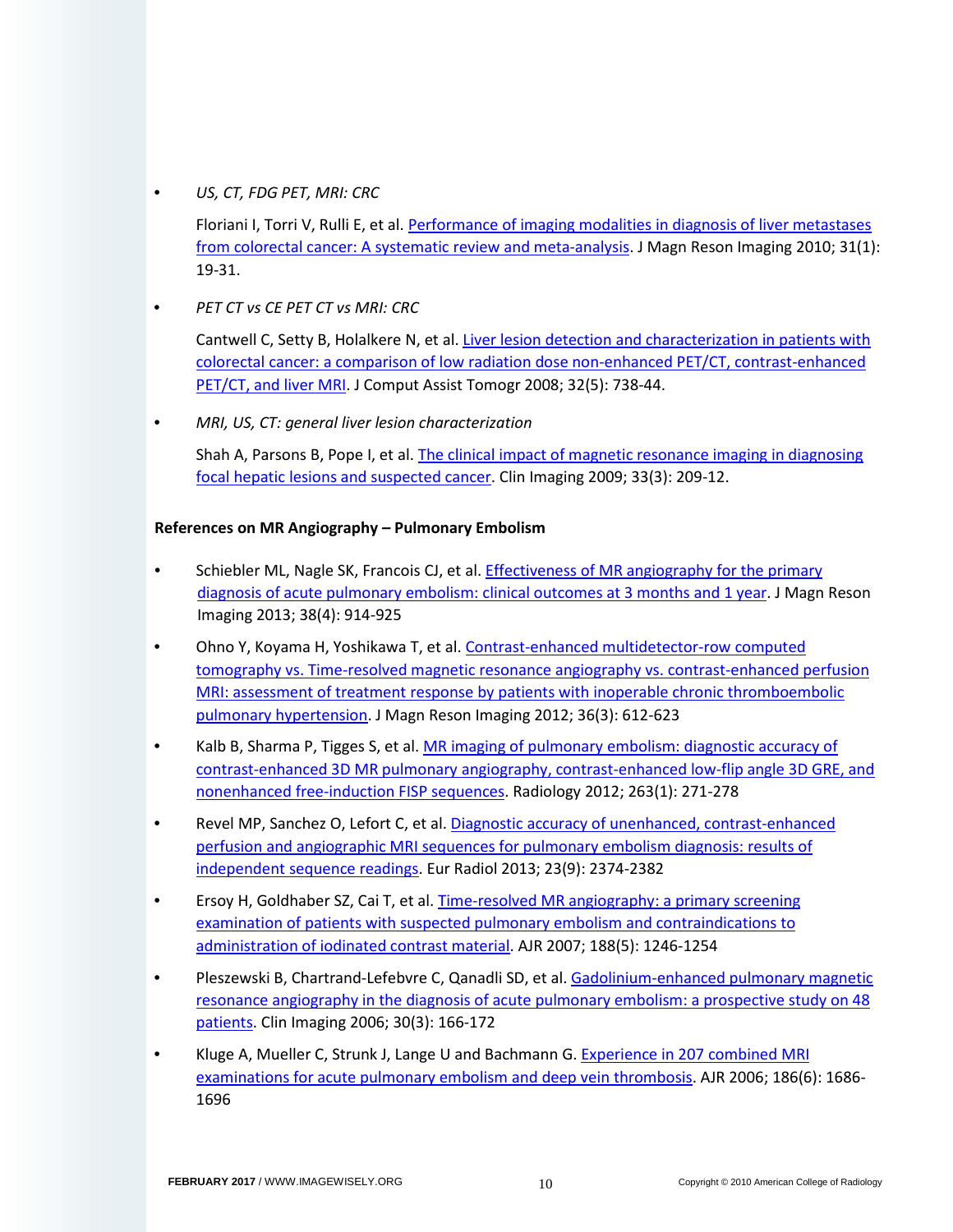- *US, CT, FDG PET, MRI: CRC*

  Floriani I, Torri V, Rulli E, et al. Performance of imaging modalities in diagnosis of liver metastases from colorectal cancer: A systematic review and meta-analysis. J Magn Reson Imaging 2010; 31(1): 19-31.

- *PET CT vs CE PET CT vs MRI: CRC*

  Cantwell C, Setty B, Holalkere N, et al. Liver lesion detection and characterization in patients with colorectal cancer: a comparison of low radiation dose non-enhanced PET/CT, contrast-enhanced PET/CT, and liver MRI. J Comput Assist Tomogr 2008; 32(5): 738-44.

- *MRI, US, CT: general liver lesion characterization*

  Shah A, Parsons B, Pope I, et al. The clinical impact of magnetic resonance imaging in diagnosing focal hepatic lesions and suspected cancer. Clin Imaging 2009; 33(3): 209-12.

**References on MR Angiography – Pulmonary Embolism**

- Schiebler ML, Nagle SK, Francois CJ, et al. Effectiveness of MR angiography for the primary diagnosis of acute pulmonary embolism: clinical outcomes at 3 months and 1 year. J Magn Reson Imaging 2013; 38(4): 914-925
- Ohno Y, Koyama H, Yoshikawa T, et al. Contrast-enhanced multidetector-row computed tomography vs. Time-resolved magnetic resonance angiography vs. contrast-enhanced perfusion MRI: assessment of treatment response by patients with inoperable chronic thromboembolic pulmonary hypertension. J Magn Reson Imaging 2012; 36(3): 612-623
- Kalb B, Sharma P, Tigges S, et al. MR imaging of pulmonary embolism: diagnostic accuracy of contrast-enhanced 3D MR pulmonary angiography, contrast-enhanced low-flip angle 3D GRE, and nonenhanced free-induction FISP sequences. Radiology 2012; 263(1): 271-278
- Revel MP, Sanchez O, Lefort C, et al. Diagnostic accuracy of unenhanced, contrast-enhanced perfusion and angiographic MRI sequences for pulmonary embolism diagnosis: results of independent sequence readings. Eur Radiol 2013; 23(9): 2374-2382
- Ersoy H, Goldhaber SZ, Cai T, et al. Time-resolved MR angiography: a primary screening examination of patients with suspected pulmonary embolism and contraindications to administration of iodinated contrast material. AJR 2007; 188(5): 1246-1254
- Pleszewski B, Chartrand-Lefebvre C, Qanadli SD, et al. Gadolinium-enhanced pulmonary magnetic resonance angiography in the diagnosis of acute pulmonary embolism: a prospective study on 48 patients. Clin Imaging 2006; 30(3): 166-172
- Kluge A, Mueller C, Strunk J, Lange U and Bachmann G. Experience in 207 combined MRI examinations for acute pulmonary embolism and deep vein thrombosis. AJR 2006; 186(6): 1686-1696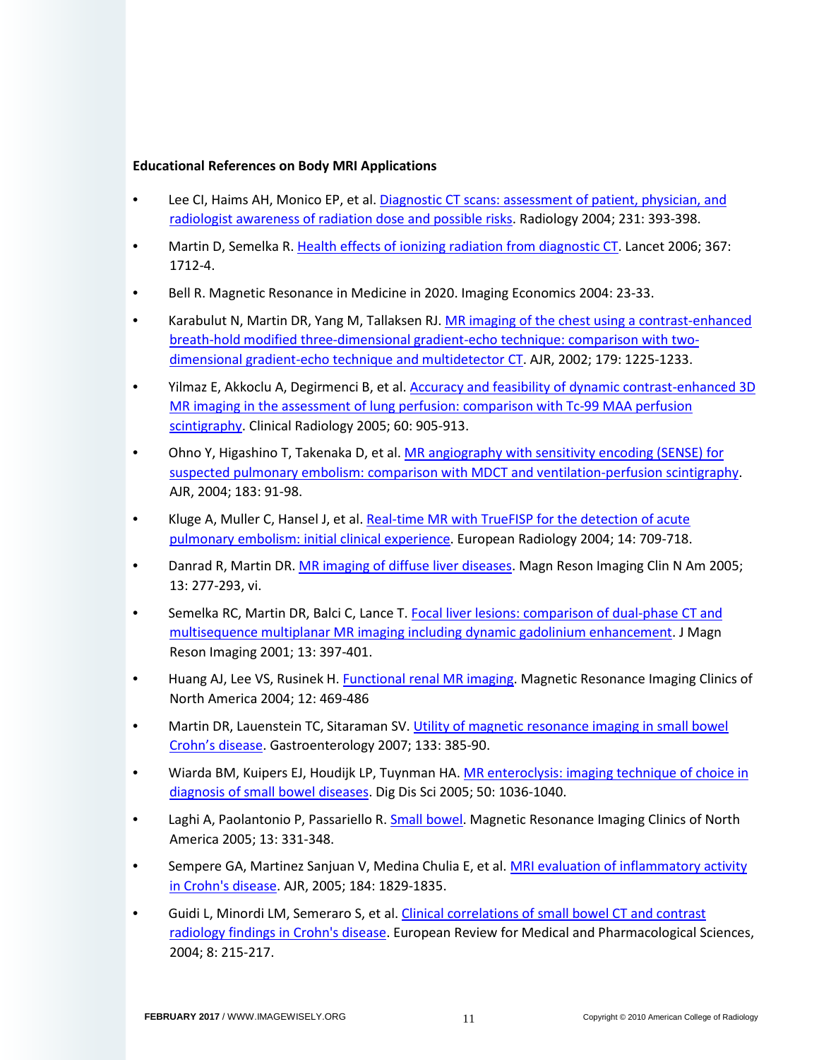**Educational References on Body MRI Applications**

- Lee CI, Haims AH, Monico EP, et al. Diagnostic CT scans: assessment of patient, physician, and radiologist awareness of radiation dose and possible risks. Radiology 2004; 231: 393-398.
- Martin D, Semelka R. Health effects of ionizing radiation from diagnostic CT. Lancet 2006; 367: 1712-4.
- Bell R. Magnetic Resonance in Medicine in 2020. Imaging Economics 2004: 23-33.
- Karabulut N, Martin DR, Yang M, Tallaksen RJ. MR imaging of the chest using a contrast-enhanced breath-hold modified three-dimensional gradient-echo technique: comparison with two-dimensional gradient-echo technique and multidetector CT. AJR, 2002; 179: 1225-1233.
- Yilmaz E, Akkoclu A, Degirmenci B, et al. Accuracy and feasibility of dynamic contrast-enhanced 3D MR imaging in the assessment of lung perfusion: comparison with Tc-99 MAA perfusion scintigraphy. Clinical Radiology 2005; 60: 905-913.
- Ohno Y, Higashino T, Takenaka D, et al. MR angiography with sensitivity encoding (SENSE) for suspected pulmonary embolism: comparison with MDCT and ventilation-perfusion scintigraphy. AJR, 2004; 183: 91-98.
- Kluge A, Muller C, Hansel J, et al. Real-time MR with TrueFISP for the detection of acute pulmonary embolism: initial clinical experience. European Radiology 2004; 14: 709-718.
- Danrad R, Martin DR. MR imaging of diffuse liver diseases. Magn Reson Imaging Clin N Am 2005; 13: 277-293, vi.
- Semelka RC, Martin DR, Balci C, Lance T. Focal liver lesions: comparison of dual-phase CT and multisequence multiplanar MR imaging including dynamic gadolinium enhancement. J Magn Reson Imaging 2001; 13: 397-401.
- Huang AJ, Lee VS, Rusinek H. Functional renal MR imaging. Magnetic Resonance Imaging Clinics of North America 2004; 12: 469-486
- Martin DR, Lauenstein TC, Sitaraman SV. Utility of magnetic resonance imaging in small bowel Crohn's disease. Gastroenterology 2007; 133: 385-90.
- Wiarda BM, Kuipers EJ, Houdijk LP, Tuynman HA. MR enteroclysis: imaging technique of choice in diagnosis of small bowel diseases. Dig Dis Sci 2005; 50: 1036-1040.
- Laghi A, Paolantonio P, Passariello R. Small bowel. Magnetic Resonance Imaging Clinics of North America 2005; 13: 331-348.
- Sempere GA, Martinez Sanjuan V, Medina Chulia E, et al. MRI evaluation of inflammatory activity in Crohn's disease. AJR, 2005; 184: 1829-1835.
- Guidi L, Minordi LM, Semeraro S, et al. Clinical correlations of small bowel CT and contrast radiology findings in Crohn's disease. European Review for Medical and Pharmacological Sciences, 2004; 8: 215-217.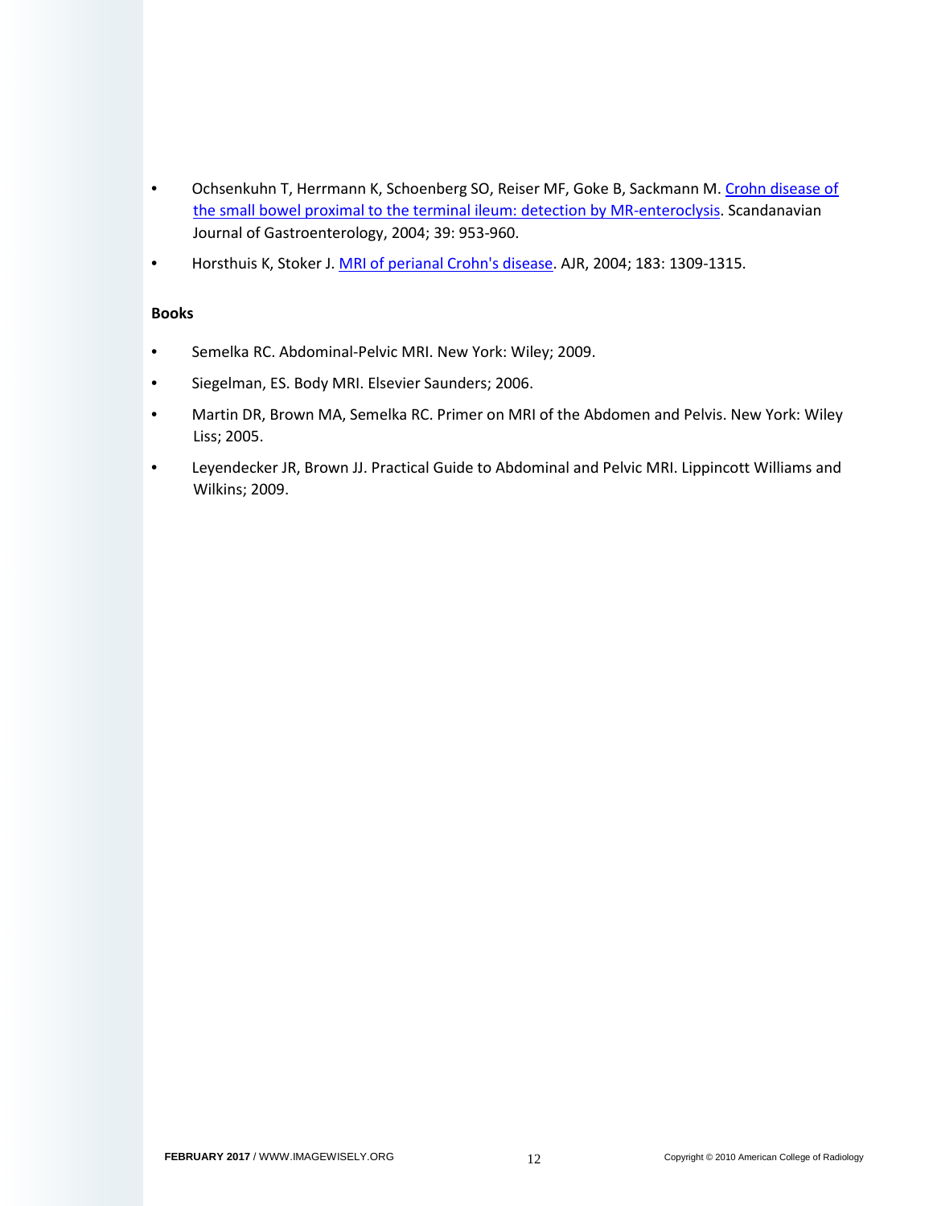- Ochsenkuhn T, Herrmann K, Schoenberg SO, Reiser MF, Goke B, Sackmann M. Crohn disease of the small bowel proximal to the terminal ileum: detection by MR-enteroclysis. Scandanavian Journal of Gastroenterology, 2004; 39: 953-960.
- Horsthuis K, Stoker J. MRI of perianal Crohn's disease. AJR, 2004; 183: 1309-1315.

**Books**

- Semelka RC. Abdominal-Pelvic MRI. New York: Wiley; 2009.
- Siegelman, ES. Body MRI. Elsevier Saunders; 2006.
- Martin DR, Brown MA, Semelka RC. Primer on MRI of the Abdomen and Pelvis. New York: Wiley Liss; 2005.
- Leyendecker JR, Brown JJ. Practical Guide to Abdominal and Pelvic MRI. Lippincott Williams and Wilkins; 2009.